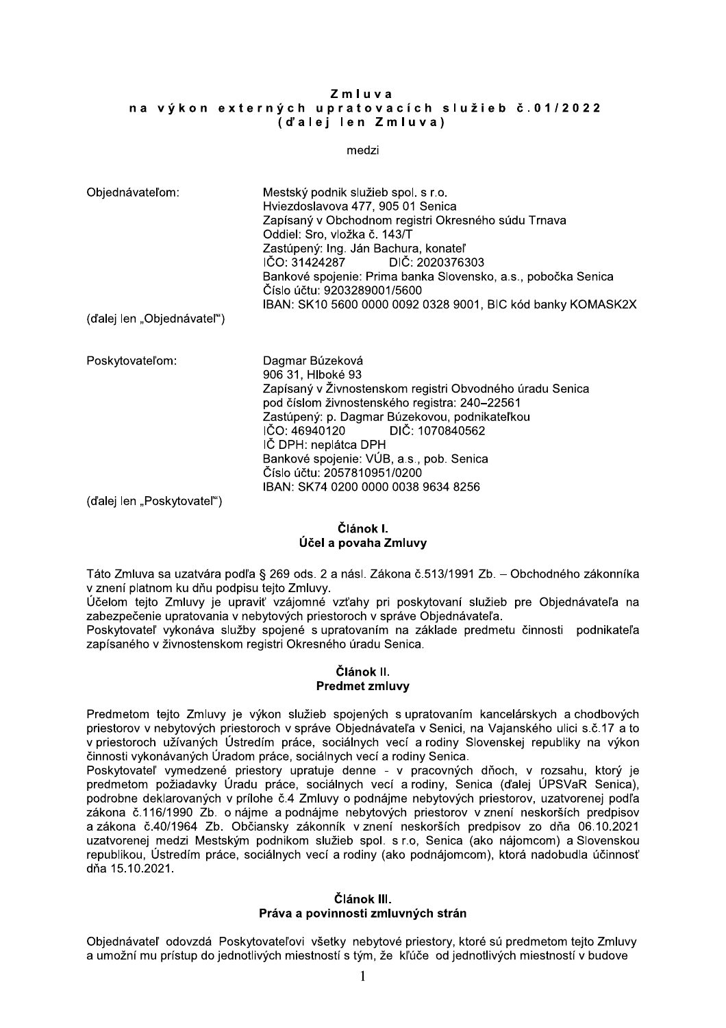# Zmluva
## na výkon externých upratovacích služieb č.01/2022
### (ďalej len Zmluva)

medzi

Objednávateľom:
Mestský podnik služieb spol. s r.o.
Hviezdoslavova 477, 905 01 Senica
Zapísaný v Obchodnom registri Okresného súdu Trnava
Oddiel: Sro, vložka č. 143/T
Zastúpený: Ing. Ján Bachura, konateľ
IČO: 31424287 DIČ: 2020376303
Bankové spojenie: Prima banka Slovensko, a.s., pobočka Senica
Číslo účtu: 9203289001/5600
IBAN: SK10 5600 0000 0092 0328 9001, BIC kód banky KOMASK2X

(ďalej len „Objednávateľ")

Poskytovateľom:
Dagmar Búzeková
906 31, Hlboké 93
Zapísaný v Živnostenskom registri Obvodného úradu Senica
pod číslom živnostenského registra: 240–22561
Zastúpený: p. Dagmar Búzekovou, podnikateľkou
IČO: 46940120 DIČ: 1070840562
IČ DPH: neplátca DPH
Bankové spojenie: VÚB, a.s., pob. Senica
Číslo účtu: 2057810951/0200
IBAN: SK74 0200 0000 0038 9634 8256

(ďalej len „Poskytovateľ")

## Článok I.
## Účel a povaha Zmluvy

Táto Zmluva sa uzatvára podľa § 269 ods. 2 a násl. Zákona č.513/1991 Zb. – Obchodného zákonníka v znení platnom ku dňu podpisu tejto Zmluvy.
Účelom tejto Zmluvy je upraviť vzájomné vzťahy pri poskytovaní služieb pre Objednávateľa na zabezpečenie upratovania v nebytových priestoroch v správe Objednávateľa.
Poskytovateľ vykonáva služby spojené s upratovaním na základe predmetu činnosti podnikateľa zapísaného v živnostenskom registri Okresného úradu Senica.

## Článok II.
## Predmet zmluvy

Predmetom tejto Zmluvy je výkon služieb spojených s upratovaním kancelárskych a chodbových priestorov v nebytových priestoroch v správe Objednávateľa v Senici, na Vajanského ulici s.č.17 a to v priestoroch užívaných Ústredím práce, sociálnych vecí a rodiny Slovenskej republiky na výkon činnosti vykonávaných Úradom práce, sociálnych vecí a rodiny Senica.
Poskytovateľ vymedzené priestory upratuje denne - v pracovných dňoch, v rozsahu, ktorý je predmetom požiadavky Úradu práce, sociálnych vecí a rodiny, Senica (ďalej ÚPSVaR Senica), podrobne deklarovaných v prílohe č.4 Zmluvy o podnájme nebytových priestorov, uzatvorenej podľa zákona č.116/1990 Zb. o nájme a podnájme nebytových priestorov v znení neskorších predpisov a zákona č.40/1964 Zb. Občiansky zákonník v znení neskorších predpisov zo dňa 06.10.2021 uzatvorenej medzi Mestským podnikom služieb spol. s r.o, Senica (ako nájomcom) a Slovenskou republikou, Ústredím práce, sociálnych vecí a rodiny (ako podnájomcom), ktorá nadobudla účinnosť dňa 15.10.2021.

## Článok III.
## Práva a povinnosti zmluvných strán

Objednávateľ odovzdá Poskytovateľovi všetky nebytové priestory, ktoré sú predmetom tejto Zmluvy a umožní mu prístup do jednotlivých miestností s tým, že kľúče od jednotlivých miestností v budove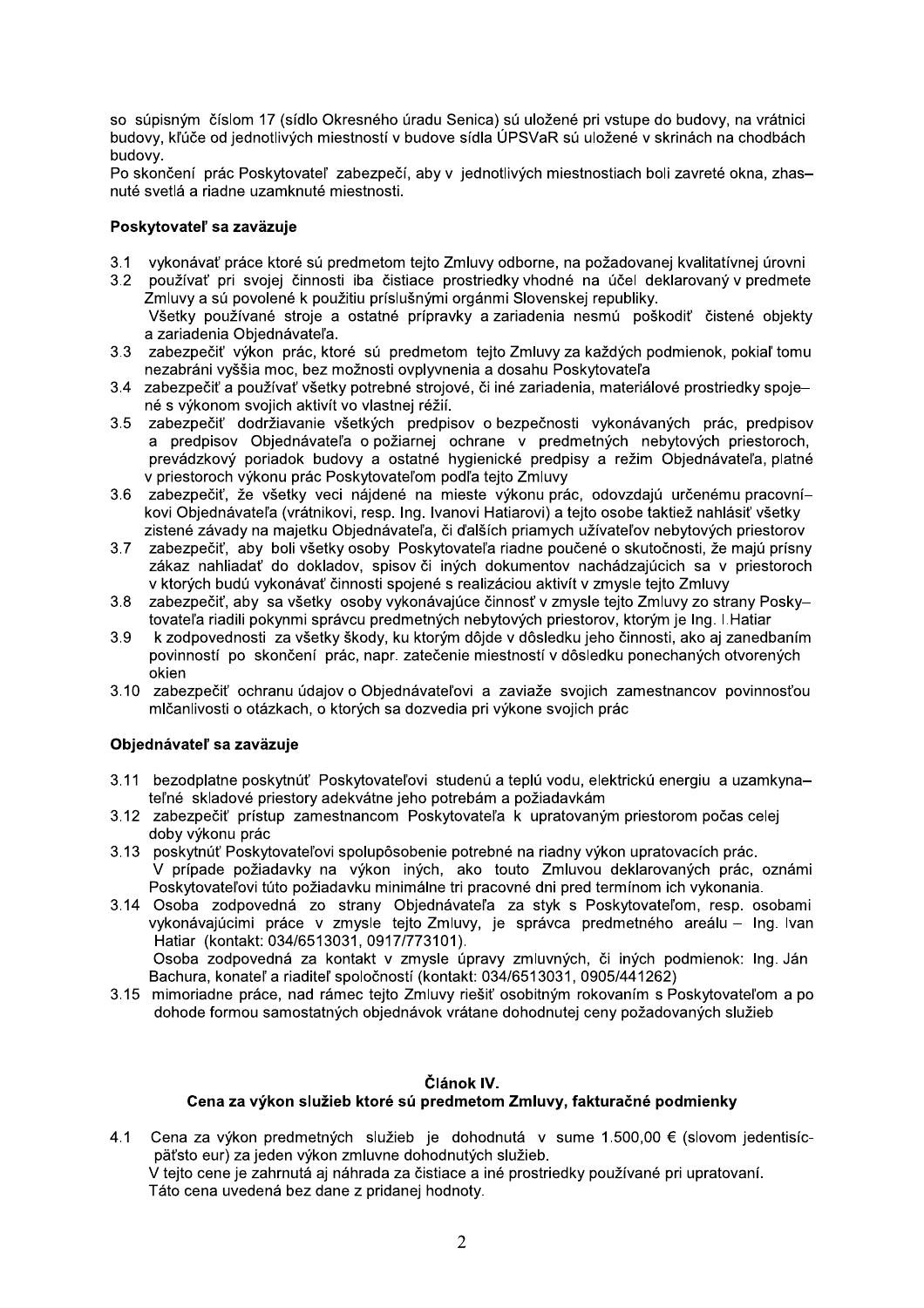so súpisným číslom 17 (sídlo Okresného úradu Senica) sú uložené pri vstupe do budovy, na vrátnici budovy, kľúče od jednotlivých miestností v budove sídla ÚPSVaR sú uložené v skriniach na chodbách budovy.

Po skončení prác Poskytovateľ zabezpečí, aby v jednotlivých miestnostiach boli zavreté okná, zhasnuté svetlá a riadne uzamknuté miestnosti.

**Poskytovateľ sa zaväzuje**

3.1 vykonávať práce ktoré sú predmetom tejto Zmluvy odborne, na požadovanej kvalitatívnej úrovni

3.2 používať pri svojej činnosti iba čistiace prostriedky vhodné na účel deklarovaný v predmete Zmluvy a sú povolené k použitiu príslušnými orgánmi Slovenskej republiky.
Všetky používané stroje a ostatné prípravky a zariadenia nesmú poškodiť čistené objekty a zariadenia Objednávateľa.

3.3 zabezpečiť výkon prác, ktoré sú predmetom tejto Zmluvy za každých podmienok, pokiaľ tomu nezabráni vyššia moc, bez možnosti ovplyvnenia a dosahu Poskytovateľa

3.4 zabezpečiť a používať všetky potrebné strojové, či iné zariadenia, materiálové prostriedky spojené s výkonom svojich aktivít vo vlastnej réžii.

3.5 zabezpečiť dodržiavanie všetkých predpisov o bezpečnosti vykonávaných prác, predpisov a predpisov Objednávateľa o požiarnej ochrane v predmetných nebytových priestoroch, prevádzkový poriadok budovy a ostatné hygienické predpisy a režim Objednávateľa, platné v priestoroch výkonu prác Poskytovateľom podľa tejto Zmluvy

3.6 zabezpečiť, že všetky veci nájdené na mieste výkonu prác, odovzdajú určenému pracovníkovi Objednávateľa (vrátnikovi, resp. Ing. Ivanovi Hatiarovi) a tejto osobe taktiež nahlásiť všetky zistené závady na majetku Objednávateľa, či ďalších priamych užívateľov nebytových priestorov

3.7 zabezpečiť, aby boli všetky osoby Poskytovateľa riadne poučené o skutočnosti, že majú prísny zákaz nahliadať do dokladov, spisov či iných dokumentov nachádzajúcich sa v priestoroch v ktorých budú vykonávať činnosti spojené s realizáciou aktivít v zmysle tejto Zmluvy

3.8 zabezpečiť, aby sa všetky osoby vykonávajúce činnosť v zmysle tejto Zmluvy zo strany Poskytovateľa riadili pokynmi správcu predmetných nebytových priestorov, ktorým je Ing. I.Hatiar

3.9 k zodpovednosti za všetky škody, ku ktorým dôjde v dôsledku jeho činnosti, ako aj zanedbaním povinností po skončení prác, napr. zatečenie miestností v dôsledku ponechaných otvorených okien

3.10 zabezpečiť ochranu údajov o Objednávateľovi a zaviaže svojich zamestnancov povinnosťou mlčanlivosti o otázkach, o ktorých sa dozvedia pri výkone svojich prác

**Objednávateľ sa zaväzuje**

3.11 bezodplatne poskytnúť Poskytovateľovi studenú a teplú vodu, elektrickú energiu a uzamykateľné skladové priestory adekvátne jeho potrebám a požiadavkám

3.12 zabezpečiť prístup zamestnancom Poskytovateľa k upratovaným priestorom počas celej doby výkonu prác

3.13 poskytnúť Poskytovateľovi spolupôsobenie potrebné na riadny výkon upratovacích prác.
V prípade požiadavky na výkon iných, ako touto Zmluvou deklarovaných prác, oznámi Poskytovateľovi túto požiadavku minimálne tri pracovné dni pred termínom ich vykonania.

3.14 Osoba zodpovedná zo strany Objednávateľa za styk s Poskytovateľom, resp. osobami vykonávajúcimi práce v zmysle tejto Zmluvy, je správca predmetného areálu – Ing. Ivan Hatiar (kontakt: 034/6513031, 0917/773101).
Osoba zodpovedná za kontakt v zmysle úpravy zmluvných, či iných podmienok: Ing. Ján Bachura, konateľ a riaditeľ spoločností (kontakt: 034/6513031, 0905/441262)

3.15 mimoriadne práce, nad rámec tejto Zmluvy riešiť osobitným rokovaním s Poskytovateľom a po dohode formou samostatných objednávok vrátane dohodnutej ceny požadovaných služieb

## Článok IV.
## Cena za výkon služieb ktoré sú predmetom Zmluvy, fakturačné podmienky

4.1 Cena za výkon predmetných služieb je dohodnutá v sume 1.500,00 € (slovom jedentisícpäťsto eur) za jeden výkon zmluvne dohodnutých služieb.
V tejto cene je zahrnutá aj náhrada za čistiace a iné prostriedky používané pri upratovaní.
Táto cena uvedená bez dane z pridanej hodnoty.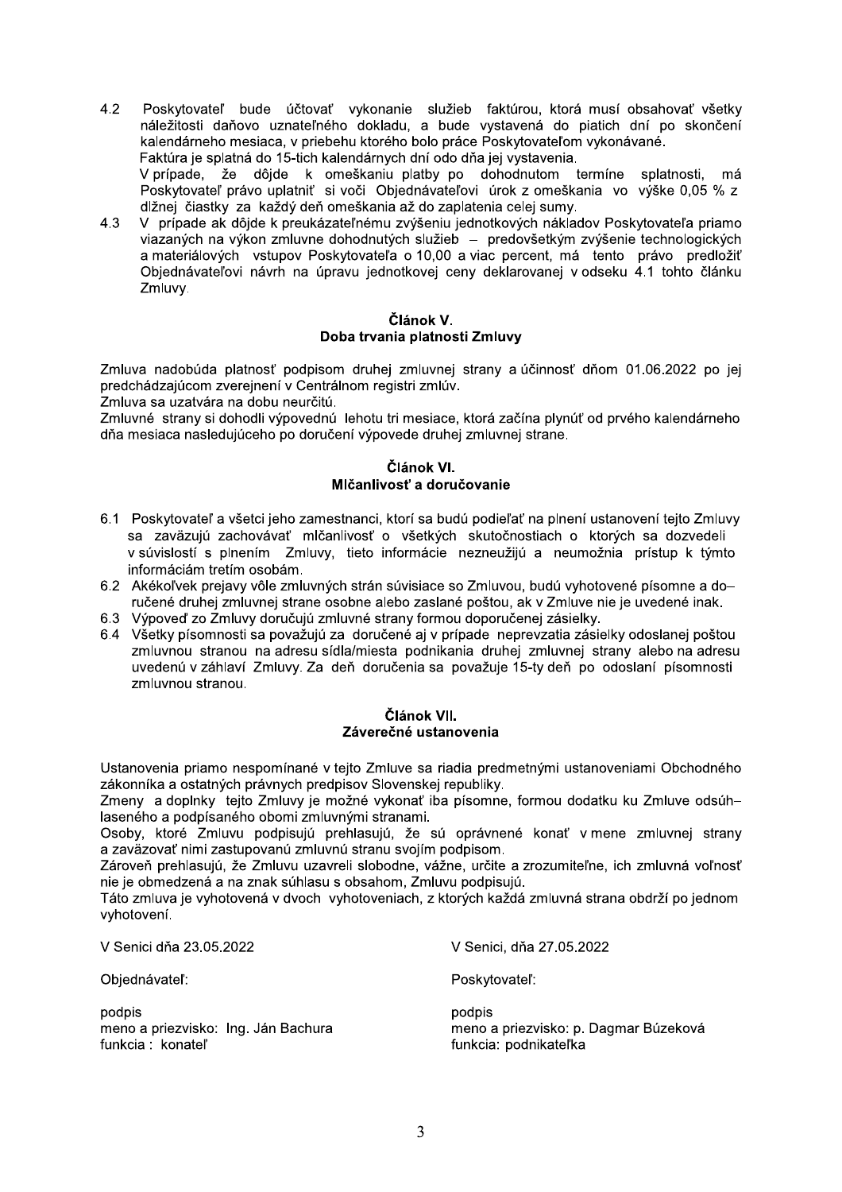4.2 Poskytovateľ bude účtovať vykonanie služieb faktúrou, ktorá musí obsahovať všetky náležitosti daňovo uznateľného dokladu, a bude vystavená do piatich dní po skončení kalendárneho mesiaca, v priebehu ktorého bolo práce Poskytovateľom vykonávané.
Faktúra je splatná do 15-tich kalendárnych dní odo dňa jej vystavenia.
V prípade, že dôjde k omeškaniu platby po dohodnutom termíne splatnosti, má Poskytovateľ právo uplatniť si voči Objednávateľovi úrok z omeškania vo výške 0,05 % z dlžnej čiastky za každý deň omeškania až do zaplatenia celej sumy.

4.3 V prípade ak dôjde k preukázateľnému zvýšeniu jednotkových nákladov Poskytovateľa priamo viazaných na výkon zmluvne dohodnutých služieb – predovšetkým zvýšenie technologických a materiálových vstupov Poskytovateľa o 10,00 a viac percent, má tento právo predložiť Objednávateľovi návrh na úpravu jednotkovej ceny deklarovanej v odseku 4.1 tohto článku Zmluvy.

## Článok V.
## Doba trvania platnosti Zmluvy

Zmluva nadobúda platnosť podpisom druhej zmluvnej strany a účinnosť dňom 01.06.2022 po jej predchádzajúcom zverejnení v Centrálnom registri zmlúv.
Zmluva sa uzatvára na dobu neurčitú.
Zmluvné strany si dohodli výpovednú lehotu tri mesiace, ktorá začína plynúť od prvého kalendárneho dňa mesiaca nasledujúceho po doručení výpovede druhej zmluvnej strane.

## Článok VI.
## Mlčanlivosť a doručovanie

6.1 Poskytovateľ a všetci jeho zamestnanci, ktorí sa budú podieľať na plnení ustanovení tejto Zmluvy sa zaväzujú zachovávať mlčanlivosť o všetkých skutočnostiach o ktorých sa dozvedeli v súvislostí s plnením Zmluvy, tieto informácie nezneužijú a neumožnia prístup k týmto informáciám tretím osobám.

6.2 Akékoľvek prejavy vôle zmluvných strán súvisiace so Zmluvou, budú vyhotovené písomne a doručené druhej zmluvnej strane osobne alebo zaslané poštou, ak v Zmluve nie je uvedené inak.

6.3 Výpoveď zo Zmluvy doručujú zmluvné strany formou doporučenej zásielky.

6.4 Všetky písomnosti sa považujú za doručené aj v prípade neprevzatia zásielky odoslanej poštou zmluvnou stranou na adresu sídla/miesta podnikania druhej zmluvnej strany alebo na adresu uvedenú v záhlaví Zmluvy. Za deň doručenia sa považuje 15-ty deň po odoslaní písomnosti zmluvnou stranou.

## Článok VII.
## Záverečné ustanovenia

Ustanovenia priamo nespomínané v tejto Zmluve sa riadia predmetnými ustanoveniami Obchodného zákonníka a ostatných právnych predpisov Slovenskej republiky.
Zmeny a doplnky tejto Zmluvy je možné vykonať iba písomne, formou dodatku ku Zmluve odsúhlaseného a podpísaného obomi zmluvnými stranami.
Osoby, ktoré Zmluvu podpisujú prehlasujú, že sú oprávnené konať v mene zmluvnej strany a zaväzovať nimi zastupovanú zmluvnú stranu svojím podpisom.
Zároveň prehlasujú, že Zmluvu uzavreli slobodne, vážne, určite a zrozumiteľne, ich zmluvná voľnosť nie je obmedzená a na znak súhlasu s obsahom, Zmluvu podpisujú.
Táto zmluva je vyhotovená v dvoch vyhotoveniach, z ktorých každá zmluvná strana obdrží po jednom vyhotovení.

V Senici dňa 23.05.2022

Objednávateľ:

podpis
meno a priezvisko: Ing. Ján Bachura
funkcia : konateľ

V Senici, dňa 27.05.2022

Poskytovateľ:

podpis
meno a priezvisko: p. Dagmar Búzeková
funkcia: podnikateľka